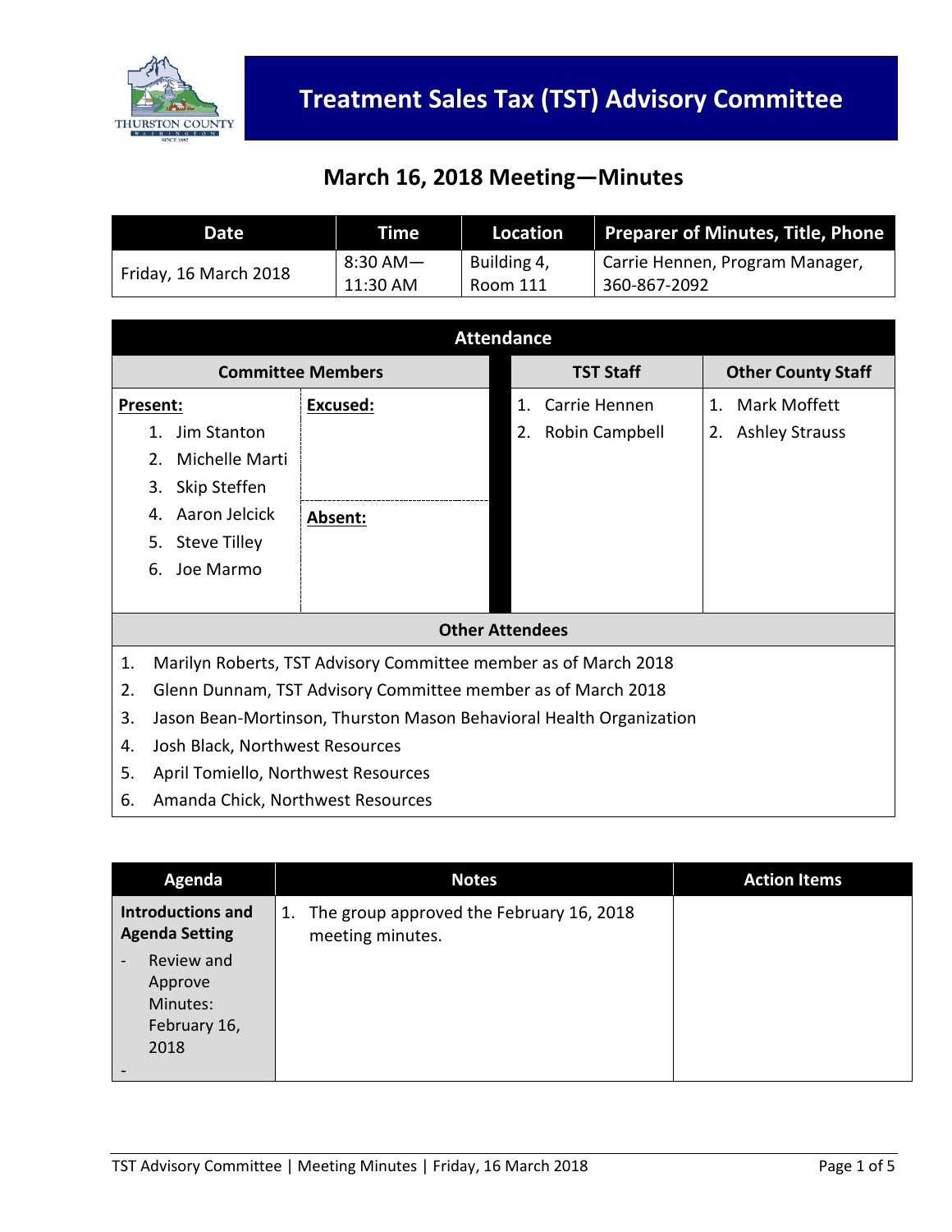# Treatment Sales Tax (TST) Advisory Committee

## March 16, 2018 Meeting—Minutes

| Date | Time | Location | Preparer of Minutes, Title, Phone |
|---|---|---|---|
| Friday, 16 March 2018 | 8:30 AM—11:30 AM | Building 4, Room 111 | Carrie Hennen, Program Manager, 360-867-2092 |

| Attendance | | | |
|---|---|---|---|
| **Committee Members** | | **TST Staff** | **Other County Staff** |
| **Present:**<br>1. Jim Stanton<br>2. Michelle Marti<br>3. Skip Steffen<br>4. Aaron Jelcick<br>5. Steve Tilley<br>6. Joe Marmo | **Excused:**<br><br>**Absent:** | 1. Carrie Hennen<br>2. Robin Campbell | 1. Mark Moffett<br>2. Ashley Strauss |

**Other Attendees**

1. Marilyn Roberts, TST Advisory Committee member as of March 2018
2. Glenn Dunnam, TST Advisory Committee member as of March 2018
3. Jason Bean-Mortinson, Thurston Mason Behavioral Health Organization
4. Josh Black, Northwest Resources
5. April Tomiello, Northwest Resources
6. Amanda Chick, Northwest Resources

| Agenda | Notes | Action Items |
|---|---|---|
| **Introductions and Agenda Setting**<br>- Review and Approve Minutes: February 16, 2018<br>- | 1. The group approved the February 16, 2018 meeting minutes. | |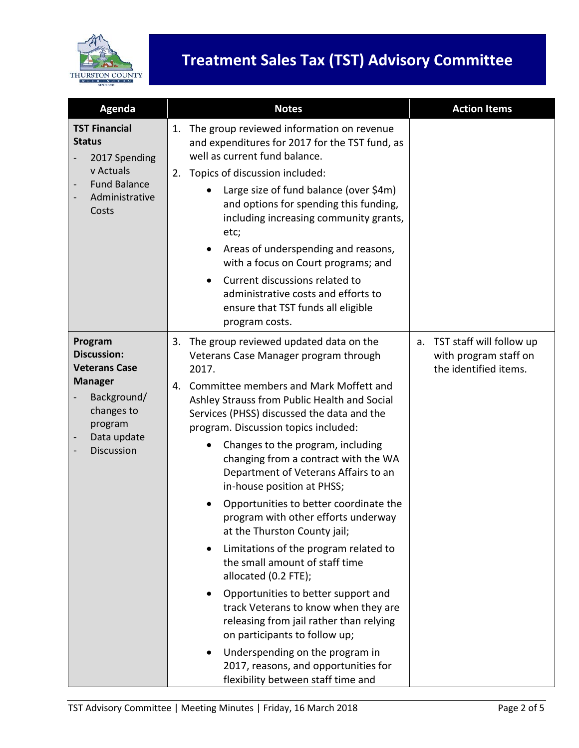# Treatment Sales Tax (TST) Advisory Committee

| Agenda | Notes | Action Items |
|---|---|---|
| **TST Financial Status**<br>- 2017 Spending v Actuals<br>- Fund Balance<br>- Administrative Costs | 1. The group reviewed information on revenue and expenditures for 2017 for the TST fund, as well as current fund balance.<br>2. Topics of discussion included:<br>• Large size of fund balance (over $4m) and options for spending this funding, including increasing community grants, etc;<br>• Areas of underspending and reasons, with a focus on Court programs; and<br>• Current discussions related to administrative costs and efforts to ensure that TST funds all eligible program costs. | |
| **Program Discussion: Veterans Case Manager**<br>- Background/ changes to program<br>- Data update<br>- Discussion | 3. The group reviewed updated data on the Veterans Case Manager program through 2017.<br>4. Committee members and Mark Moffett and Ashley Strauss from Public Health and Social Services (PHSS) discussed the data and the program. Discussion topics included:<br>• Changes to the program, including changing from a contract with the WA Department of Veterans Affairs to an in-house position at PHSS;<br>• Opportunities to better coordinate the program with other efforts underway at the Thurston County jail;<br>• Limitations of the program related to the small amount of staff time allocated (0.2 FTE);<br>• Opportunities to better support and track Veterans to know when they are releasing from jail rather than relying on participants to follow up;<br>• Underspending on the program in 2017, reasons, and opportunities for flexibility between staff time and | a. TST staff will follow up with program staff on the identified items. |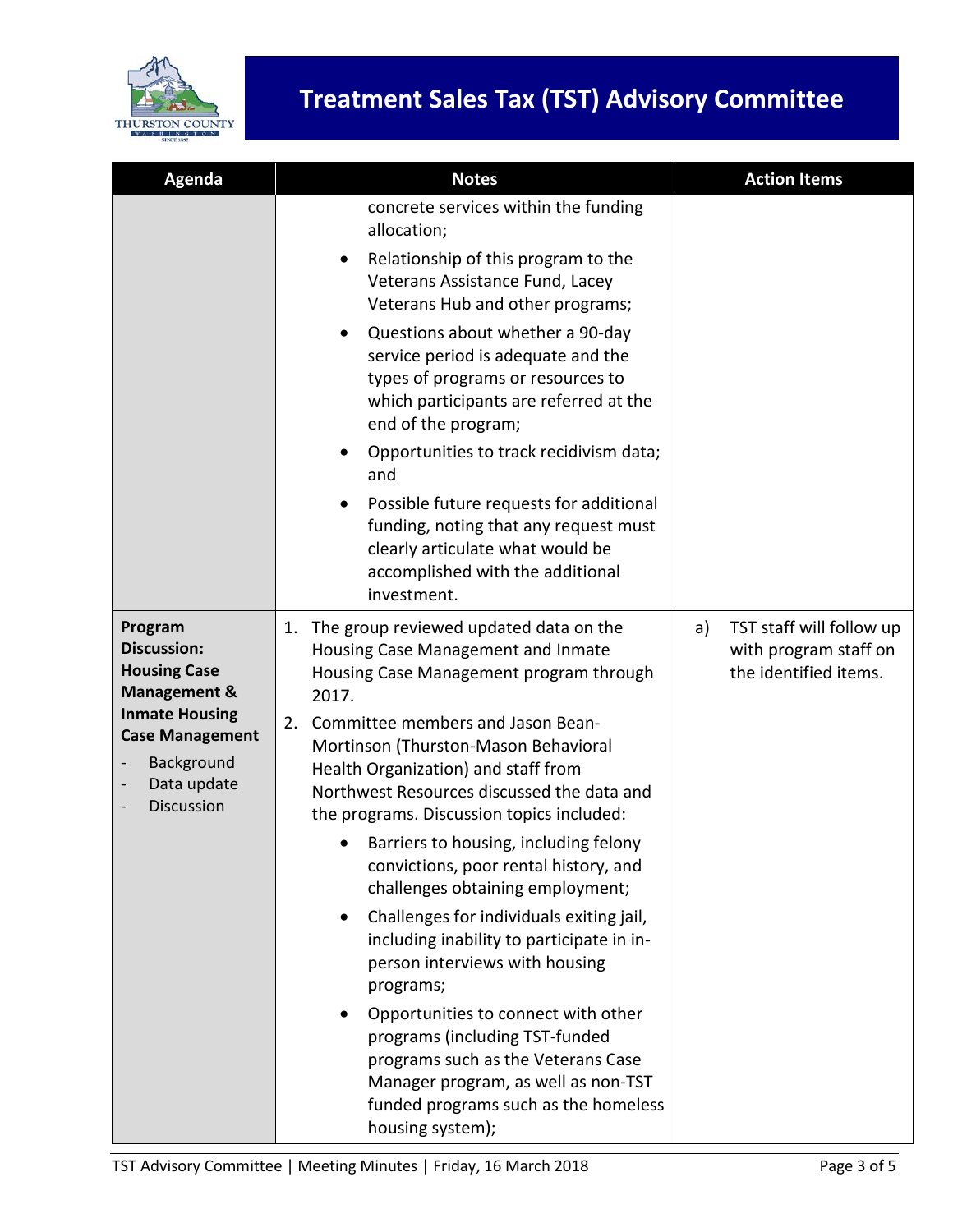| Agenda | Notes | Action Items |
|---|---|---|
| | concrete services within the funding allocation;<br>• Relationship of this program to the Veterans Assistance Fund, Lacey Veterans Hub and other programs;<br>• Questions about whether a 90-day service period is adequate and the types of programs or resources to which participants are referred at the end of the program;<br>• Opportunities to track recidivism data; and<br>• Possible future requests for additional funding, noting that any request must clearly articulate what would be accomplished with the additional investment. | |
| **Program Discussion: Housing Case Management & Inmate Housing Case Management**<br>- Background<br>- Data update<br>- Discussion | 1. The group reviewed updated data on the Housing Case Management and Inmate Housing Case Management program through 2017.<br>2. Committee members and Jason Bean-Mortinson (Thurston-Mason Behavioral Health Organization) and staff from Northwest Resources discussed the data and the programs. Discussion topics included:<br>• Barriers to housing, including felony convictions, poor rental history, and challenges obtaining employment;<br>• Challenges for individuals exiting jail, including inability to participate in in-person interviews with housing programs;<br>• Opportunities to connect with other programs (including TST-funded programs such as the Veterans Case Manager program, as well as non-TST funded programs such as the homeless housing system); | a) TST staff will follow up with program staff on the identified items. |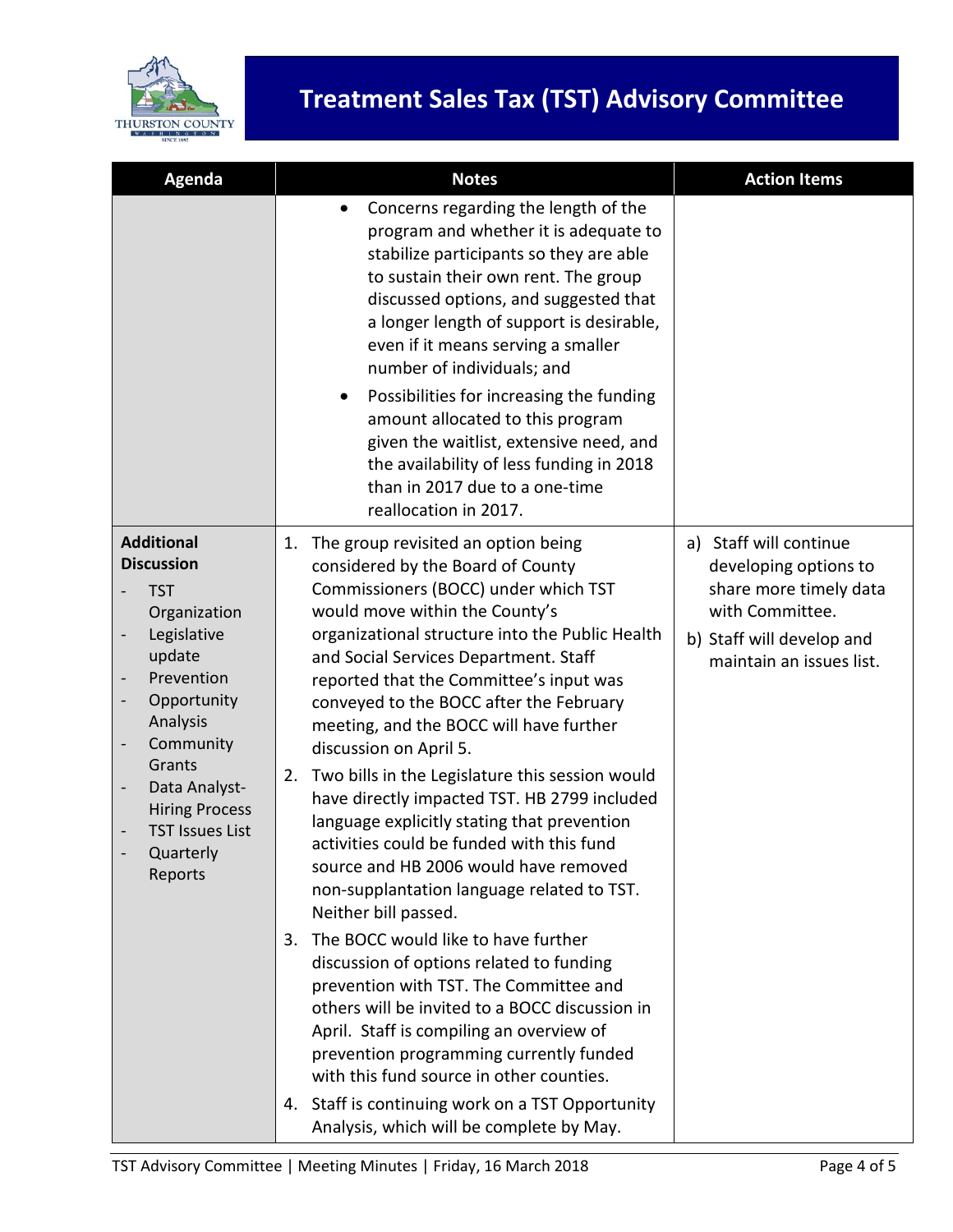# Treatment Sales Tax (TST) Advisory Committee

| Agenda | Notes | Action Items |
|---|---|---|
| | • Concerns regarding the length of the program and whether it is adequate to stabilize participants so they are able to sustain their own rent. The group discussed options, and suggested that a longer length of support is desirable, even if it means serving a smaller number of individuals; and<br>• Possibilities for increasing the funding amount allocated to this program given the waitlist, extensive need, and the availability of less funding in 2018 than in 2017 due to a one-time reallocation in 2017. | |
| **Additional Discussion**<br>- TST Organization<br>- Legislative update<br>- Prevention<br>- Opportunity Analysis<br>- Community Grants<br>- Data Analyst-Hiring Process<br>- TST Issues List<br>- Quarterly Reports | 1. The group revisited an option being considered by the Board of County Commissioners (BOCC) under which TST would move within the County's organizational structure into the Public Health and Social Services Department. Staff reported that the Committee's input was conveyed to the BOCC after the February meeting, and the BOCC will have further discussion on April 5.<br>2. Two bills in the Legislature this session would have directly impacted TST. HB 2799 included language explicitly stating that prevention activities could be funded with this fund source and HB 2006 would have removed non-supplantation language related to TST. Neither bill passed.<br>3. The BOCC would like to have further discussion of options related to funding prevention with TST. The Committee and others will be invited to a BOCC discussion in April. Staff is compiling an overview of prevention programming currently funded with this fund source in other counties.<br>4. Staff is continuing work on a TST Opportunity Analysis, which will be complete by May. | a) Staff will continue developing options to share more timely data with Committee.<br>b) Staff will develop and maintain an issues list. |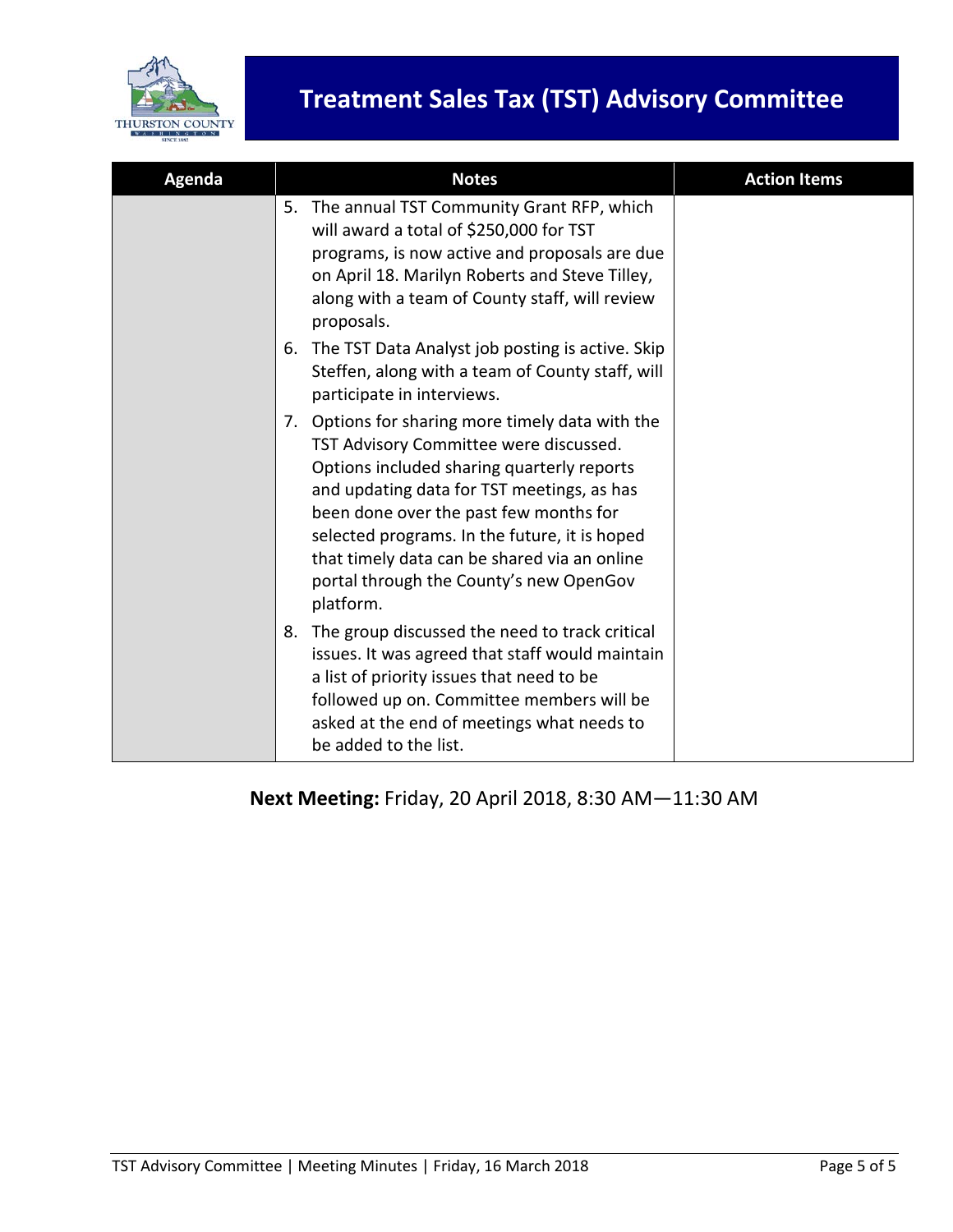# Treatment Sales Tax (TST) Advisory Committee

| Agenda | Notes | Action Items |
|---|---|---|
| | 5. The annual TST Community Grant RFP, which will award a total of $250,000 for TST programs, is now active and proposals are due on April 18. Marilyn Roberts and Steve Tilley, along with a team of County staff, will review proposals.<br>6. The TST Data Analyst job posting is active. Skip Steffen, along with a team of County staff, will participate in interviews.<br>7. Options for sharing more timely data with the TST Advisory Committee were discussed. Options included sharing quarterly reports and updating data for TST meetings, as has been done over the past few months for selected programs. In the future, it is hoped that timely data can be shared via an online portal through the County's new OpenGov platform.<br>8. The group discussed the need to track critical issues. It was agreed that staff would maintain a list of priority issues that need to be followed up on. Committee members will be asked at the end of meetings what needs to be added to the list. | |

**Next Meeting:** Friday, 20 April 2018, 8:30 AM—11:30 AM